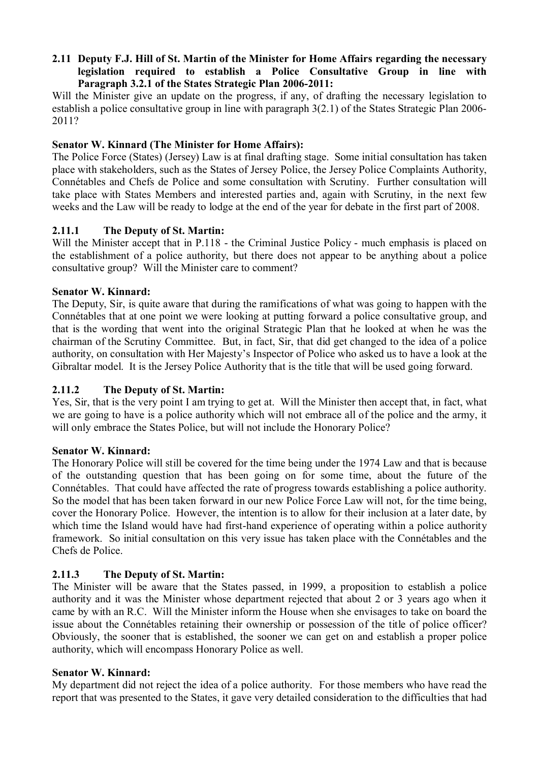**2.11 Deputy F.J. Hill of St. Martin of the Minister for Home Affairs regarding the necessary legislation required to establish a Police Consultative Group in line with Paragraph 3.2.1 of the States Strategic Plan 2006-2011:**

Will the Minister give an update on the progress, if any, of drafting the necessary legislation to establish a police consultative group in line with paragraph 3(2.1) of the States Strategic Plan 2006-2011?

**Senator W. Kinnard (The Minister for Home Affairs):**

The Police Force (States) (Jersey) Law is at final drafting stage. Some initial consultation has taken place with stakeholders, such as the States of Jersey Police, the Jersey Police Complaints Authority, Connétables and Chefs de Police and some consultation with Scrutiny. Further consultation will take place with States Members and interested parties and, again with Scrutiny, in the next few weeks and the Law will be ready to lodge at the end of the year for debate in the first part of 2008.

**2.11.1 The Deputy of St. Martin:**

Will the Minister accept that in P.118 - the Criminal Justice Policy - much emphasis is placed on the establishment of a police authority, but there does not appear to be anything about a police consultative group? Will the Minister care to comment?

**Senator W. Kinnard:**

The Deputy, Sir, is quite aware that during the ramifications of what was going to happen with the Connétables that at one point we were looking at putting forward a police consultative group, and that is the wording that went into the original Strategic Plan that he looked at when he was the chairman of the Scrutiny Committee. But, in fact, Sir, that did get changed to the idea of a police authority, on consultation with Her Majesty's Inspector of Police who asked us to have a look at the Gibraltar model. It is the Jersey Police Authority that is the title that will be used going forward.

**2.11.2 The Deputy of St. Martin:**

Yes, Sir, that is the very point I am trying to get at. Will the Minister then accept that, in fact, what we are going to have is a police authority which will not embrace all of the police and the army, it will only embrace the States Police, but will not include the Honorary Police?

**Senator W. Kinnard:**

The Honorary Police will still be covered for the time being under the 1974 Law and that is because of the outstanding question that has been going on for some time, about the future of the Connétables. That could have affected the rate of progress towards establishing a police authority. So the model that has been taken forward in our new Police Force Law will not, for the time being, cover the Honorary Police. However, the intention is to allow for their inclusion at a later date, by which time the Island would have had first-hand experience of operating within a police authority framework. So initial consultation on this very issue has taken place with the Connétables and the Chefs de Police.

**2.11.3 The Deputy of St. Martin:**

The Minister will be aware that the States passed, in 1999, a proposition to establish a police authority and it was the Minister whose department rejected that about 2 or 3 years ago when it came by with an R.C. Will the Minister inform the House when she envisages to take on board the issue about the Connétables retaining their ownership or possession of the title of police officer? Obviously, the sooner that is established, the sooner we can get on and establish a proper police authority, which will encompass Honorary Police as well.

**Senator W. Kinnard:**

My department did not reject the idea of a police authority. For those members who have read the report that was presented to the States, it gave very detailed consideration to the difficulties that had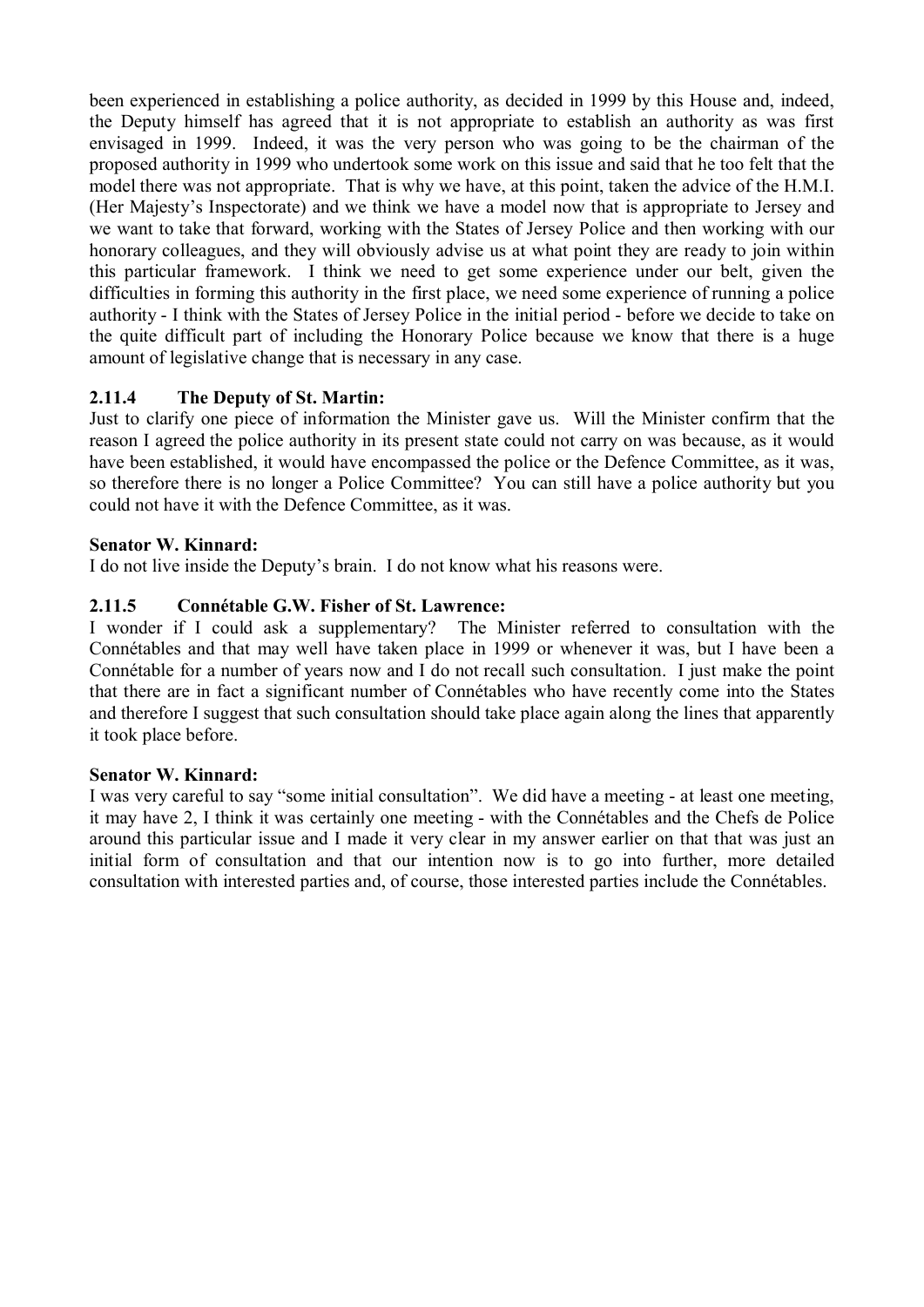been experienced in establishing a police authority, as decided in 1999 by this House and, indeed, the Deputy himself has agreed that it is not appropriate to establish an authority as was first envisaged in 1999. Indeed, it was the very person who was going to be the chairman of the proposed authority in 1999 who undertook some work on this issue and said that he too felt that the model there was not appropriate. That is why we have, at this point, taken the advice of the H.M.I. (Her Majesty's Inspectorate) and we think we have a model now that is appropriate to Jersey and we want to take that forward, working with the States of Jersey Police and then working with our honorary colleagues, and they will obviously advise us at what point they are ready to join within this particular framework. I think we need to get some experience under our belt, given the difficulties in forming this authority in the first place, we need some experience of running a police authority - I think with the States of Jersey Police in the initial period - before we decide to take on the quite difficult part of including the Honorary Police because we know that there is a huge amount of legislative change that is necessary in any case.

### 2.11.4 The Deputy of St. Martin:

Just to clarify one piece of information the Minister gave us. Will the Minister confirm that the reason I agreed the police authority in its present state could not carry on was because, as it would have been established, it would have encompassed the police or the Defence Committee, as it was, so therefore there is no longer a Police Committee? You can still have a police authority but you could not have it with the Defence Committee, as it was.

**Senator W. Kinnard:**

I do not live inside the Deputy's brain. I do not know what his reasons were.

### 2.11.5 Connétable G.W. Fisher of St. Lawrence:

I wonder if I could ask a supplementary? The Minister referred to consultation with the Connétables and that may well have taken place in 1999 or whenever it was, but I have been a Connétable for a number of years now and I do not recall such consultation. I just make the point that there are in fact a significant number of Connétables who have recently come into the States and therefore I suggest that such consultation should take place again along the lines that apparently it took place before.

**Senator W. Kinnard:**

I was very careful to say "some initial consultation". We did have a meeting - at least one meeting, it may have 2, I think it was certainly one meeting - with the Connétables and the Chefs de Police around this particular issue and I made it very clear in my answer earlier on that that was just an initial form of consultation and that our intention now is to go into further, more detailed consultation with interested parties and, of course, those interested parties include the Connétables.